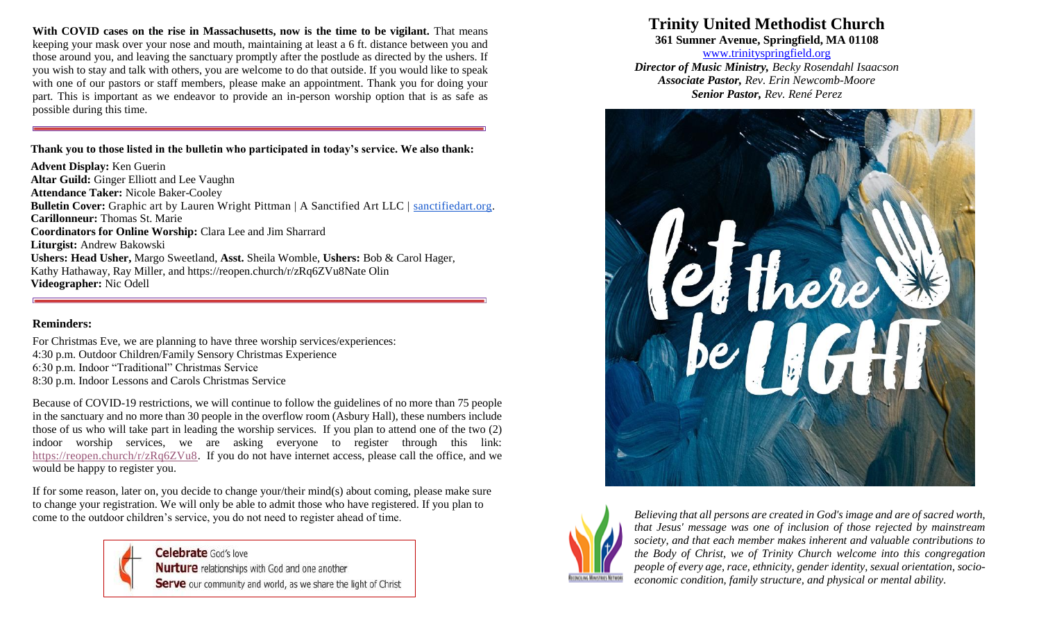**With COVID cases on the rise in Massachusetts, now is the time to be vigilant.** That means keeping your mask over your nose and mouth, maintaining at least a 6 ft. distance between you and those around you, and leaving the sanctuary promptly after the postlude as directed by the ushers. If you wish to stay and talk with others, you are welcome to do that outside. If you would like to speak with one of our pastors or staff members, please make an appointment. Thank you for doing your part. This is important as we endeavor to provide an in-person worship option that is as safe as possible during this time.

---

**Thank you to those listed in the bulletin who participated in today's service. We also thank:**

**Advent Display:** Ken Guerin
**Altar Guild:** Ginger Elliott and Lee Vaughn
**Attendance Taker:** Nicole Baker-Cooley
**Bulletin Cover:** Graphic art by Lauren Wright Pittman | A Sanctified Art LLC | sanctifiedart.org.
**Carillonneur:** Thomas St. Marie
**Coordinators for Online Worship:** Clara Lee and Jim Sharrard
**Liturgist:** Andrew Bakowski
**Ushers: Head Usher,** Margo Sweetland, **Asst.** Sheila Womble, **Ushers:** Bob & Carol Hager, Kathy Hathaway, Ray Miller, and https://reopen.church/r/zRq6ZVu8Nate Olin
**Videographer:** Nic Odell

---

**Reminders:**

For Christmas Eve, we are planning to have three worship services/experiences:
4:30 p.m. Outdoor Children/Family Sensory Christmas Experience
6:30 p.m. Indoor "Traditional" Christmas Service
8:30 p.m. Indoor Lessons and Carols Christmas Service

Because of COVID-19 restrictions, we will continue to follow the guidelines of no more than 75 people in the sanctuary and no more than 30 people in the overflow room (Asbury Hall), these numbers include those of us who will take part in leading the worship services. If you plan to attend one of the two (2) indoor worship services, we are asking everyone to register through this link: https://reopen.church/r/zRq6ZVu8. If you do not have internet access, please call the office, and we would be happy to register you.

If for some reason, later on, you decide to change your/their mind(s) about coming, please make sure to change your registration. We will only be able to admit those who have registered. If you plan to come to the outdoor children's service, you do not need to register ahead of time.

**Celebrate** God's love
**Nurture** relationships with God and one another
**Serve** our community and world, as we share the light of Christ

# Trinity United Methodist Church

**361 Sumner Avenue, Springfield, MA 01108**

www.trinityspringfield.org

***Director of Music Ministry,*** *Becky Rosendahl Isaacson*
***Associate Pastor,*** *Rev. Erin Newcomb-Moore*
***Senior Pastor,*** *Rev. René Perez*

let there be LIGHT

*Believing that all persons are created in God's image and are of sacred worth, that Jesus' message was one of inclusion of those rejected by mainstream society, and that each member makes inherent and valuable contributions to the Body of Christ, we of Trinity Church welcome into this congregation people of every age, race, ethnicity, gender identity, sexual orientation, socio-economic condition, family structure, and physical or mental ability.*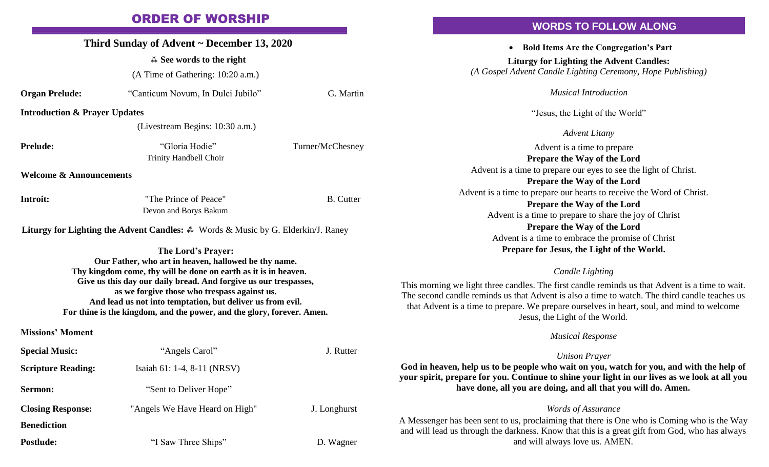## ORDER OF WORSHIP

### Third Sunday of Advent ~ December 13, 2020

**⁂ See words to the right**

(A Time of Gathering: 10:20 a.m.)

**Organ Prelude:** "Canticum Novum, In Dulci Jubilo" G. Martin

**Introduction & Prayer Updates**

(Livestream Begins: 10:30 a.m.)

**Prelude:** "Gloria Hodie" Turner/McChesney
Trinity Handbell Choir

**Welcome & Announcements**

**Introit:** "The Prince of Peace" B. Cutter
Devon and Borys Bakum

**Liturgy for Lighting the Advent Candles:** ⁂ Words & Music by G. Elderkin/J. Raney

**The Lord's Prayer:**
**Our Father, who art in heaven, hallowed be thy name.**
**Thy kingdom come, thy will be done on earth as it is in heaven.**
**Give us this day our daily bread. And forgive us our trespasses,**
**as we forgive those who trespass against us.**
**And lead us not into temptation, but deliver us from evil.**
**For thine is the kingdom, and the power, and the glory, forever. Amen.**

**Missions' Moment**

**Special Music:** "Angels Carol" J. Rutter

**Scripture Reading:** Isaiah 61: 1-4, 8-11 (NRSV)

**Sermon:** "Sent to Deliver Hope"

**Closing Response:** "Angels We Have Heard on High" J. Longhurst

**Benediction**

**Postlude:** "I Saw Three Ships" D. Wagner

## WORDS TO FOLLOW ALONG

- **Bold Items Are the Congregation's Part**

**Liturgy for Lighting the Advent Candles:**
*(A Gospel Advent Candle Lighting Ceremony, Hope Publishing)*

*Musical Introduction*

"Jesus, the Light of the World"

*Advent Litany*

Advent is a time to prepare
**Prepare the Way of the Lord**
Advent is a time to prepare our eyes to see the light of Christ.
**Prepare the Way of the Lord**
Advent is a time to prepare our hearts to receive the Word of Christ.
**Prepare the Way of the Lord**
Advent is a time to prepare to share the joy of Christ
**Prepare the Way of the Lord**
Advent is a time to embrace the promise of Christ
**Prepare for Jesus, the Light of the World.**

*Candle Lighting*

This morning we light three candles. The first candle reminds us that Advent is a time to wait. The second candle reminds us that Advent is also a time to watch. The third candle teaches us that Advent is a time to prepare. We prepare ourselves in heart, soul, and mind to welcome Jesus, the Light of the World.

*Musical Response*

*Unison Prayer*

**God in heaven, help us to be people who wait on you, watch for you, and with the help of your spirit, prepare for you. Continue to shine your light in our lives as we look at all you have done, all you are doing, and all that you will do. Amen.**

*Words of Assurance*

A Messenger has been sent to us, proclaiming that there is One who is Coming who is the Way and will lead us through the darkness. Know that this is a great gift from God, who has always and will always love us. AMEN.